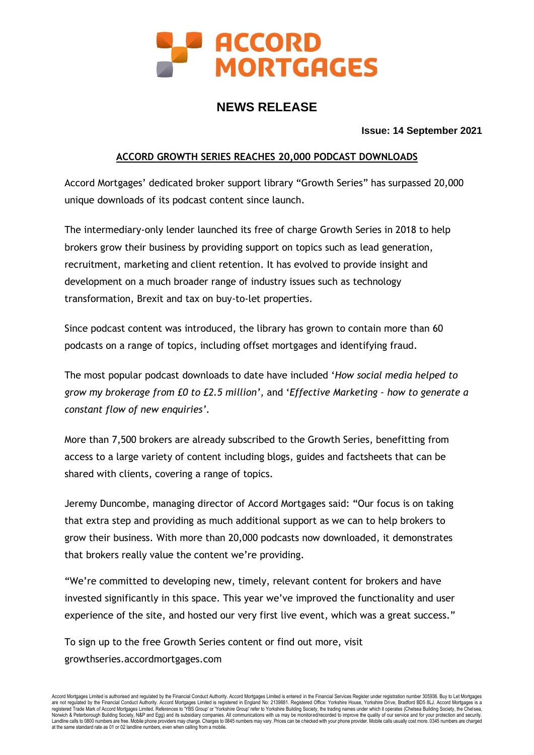# ACCORD MORTGAGES

## NEWS RELEASE

**Issue: 14 September 2021**

### ACCORD GROWTH SERIES REACHES 20,000 PODCAST DOWNLOADS

Accord Mortgages' dedicated broker support library "Growth Series" has surpassed 20,000 unique downloads of its podcast content since launch.

The intermediary-only lender launched its free of charge Growth Series in 2018 to help brokers grow their business by providing support on topics such as lead generation, recruitment, marketing and client retention. It has evolved to provide insight and development on a much broader range of industry issues such as technology transformation, Brexit and tax on buy-to-let properties.

Since podcast content was introduced, the library has grown to contain more than 60 podcasts on a range of topics, including offset mortgages and identifying fraud.

The most popular podcast downloads to date have included '*How social media helped to grow my brokerage from £0 to £2.5 million*', and '*Effective Marketing – how to generate a constant flow of new enquiries*'.

More than 7,500 brokers are already subscribed to the Growth Series, benefitting from access to a large variety of content including blogs, guides and factsheets that can be shared with clients, covering a range of topics.

Jeremy Duncombe, managing director of Accord Mortgages said: "Our focus is on taking that extra step and providing as much additional support as we can to help brokers to grow their business. With more than 20,000 podcasts now downloaded, it demonstrates that brokers really value the content we're providing.

"We're committed to developing new, timely, relevant content for brokers and have invested significantly in this space. This year we've improved the functionality and user experience of the site, and hosted our very first live event, which was a great success."

To sign up to the free Growth Series content or find out more, visit growthseries.accordmortgages.com

Accord Mortgages Limited is authorised and regulated by the Financial Conduct Authority. Accord Mortgages Limited is entered in the Financial Services Register under registration number 305936. Buy to Let Mortgages are not regulated by the Financial Conduct Authority. Accord Mortgages Limited is registered in England No: 2139881. Registered Office: Yorkshire House, Yorkshire Drive, Bradford BD5 8LJ. Accord Mortgages is a registered Trade Mark of Accord Mortgages Limited. References to 'YBS Group' or 'Yorkshire Group' refer to Yorkshire Building Society, the trading names under which it operates (Chelsea Building Society, the Chelsea, Norwich & Peterborough Building Society, N&P and Egg) and its subsidiary companies. All communications with us may be monitored/recorded to improve the quality of our service and for your protection and security. Landline calls to 0800 numbers are free. Mobile phone providers may charge. Charges to 0845 numbers may vary. Prices can be checked with your phone provider. Mobile calls usually cost more. 0345 numbers are charged at the same standard rate as 01 or 02 landline numbers, even when calling from a mobile.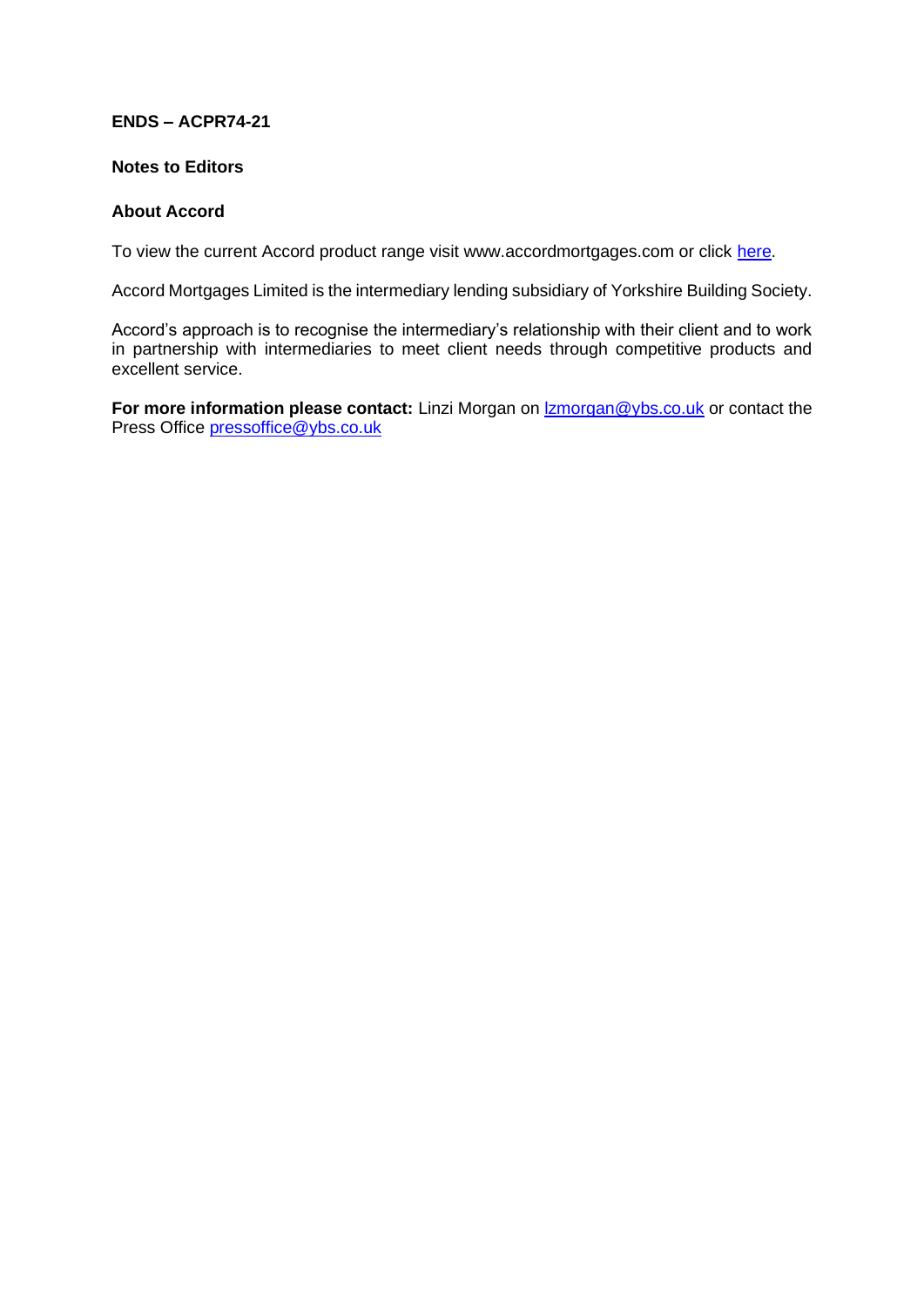**ENDS – ACPR74-21**

**Notes to Editors**

**About Accord**

To view the current Accord product range visit www.accordmortgages.com or click here.

Accord Mortgages Limited is the intermediary lending subsidiary of Yorkshire Building Society.

Accord's approach is to recognise the intermediary's relationship with their client and to work in partnership with intermediaries to meet client needs through competitive products and excellent service.

**For more information please contact:** Linzi Morgan on lzmorgan@ybs.co.uk or contact the Press Office pressoffice@ybs.co.uk